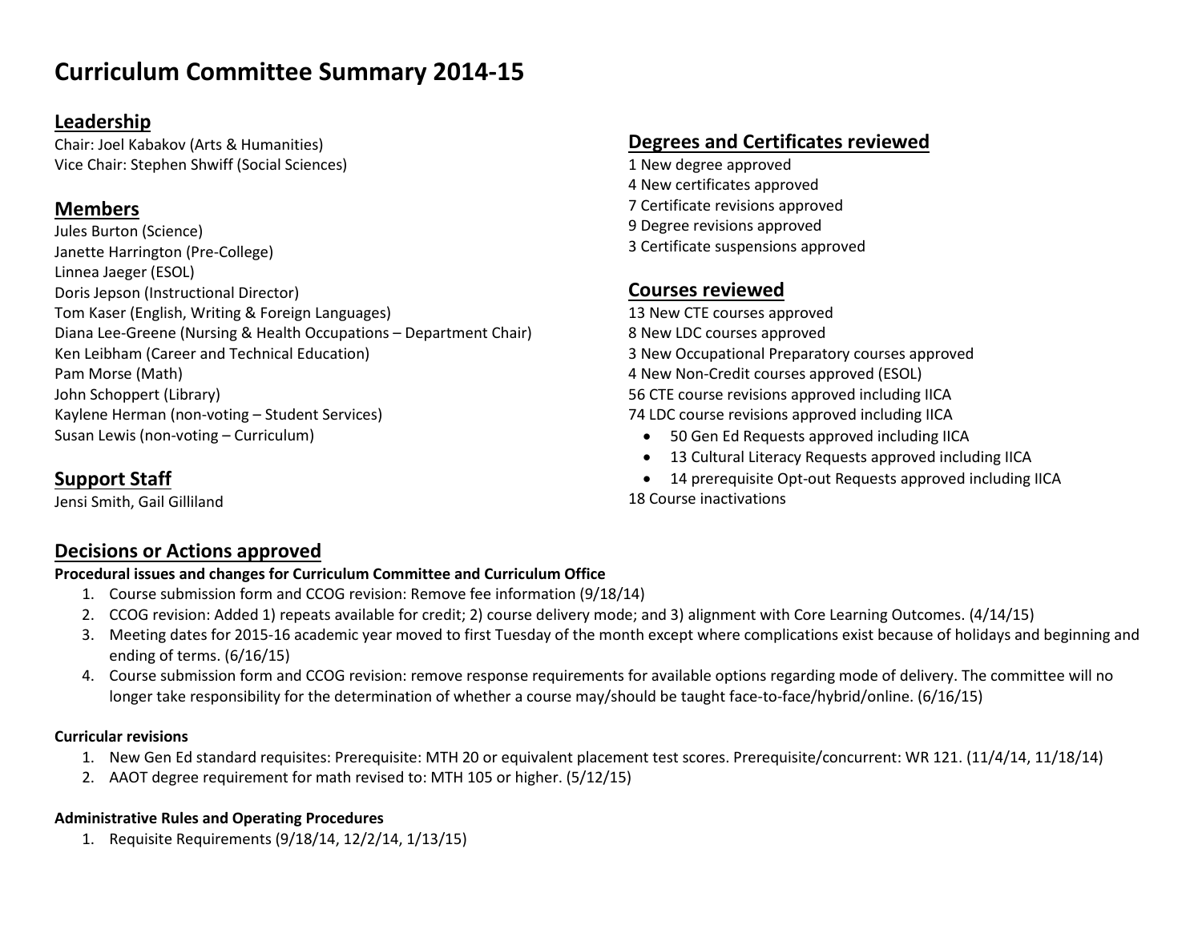# Curriculum Committee Summary 2014-15

## Leadership

Chair: Joel Kabakov (Arts & Humanities)
Vice Chair: Stephen Shwiff (Social Sciences)

## Members

Jules Burton (Science)
Janette Harrington (Pre-College)
Linnea Jaeger (ESOL)
Doris Jepson (Instructional Director)
Tom Kaser (English, Writing & Foreign Languages)
Diana Lee-Greene (Nursing & Health Occupations – Department Chair)
Ken Leibham (Career and Technical Education)
Pam Morse (Math)
John Schoppert (Library)
Kaylene Herman (non-voting – Student Services)
Susan Lewis (non-voting – Curriculum)

## Support Staff

Jensi Smith, Gail Gilliland

## Degrees and Certificates reviewed

1 New degree approved
4 New certificates approved
7 Certificate revisions approved
9 Degree revisions approved
3 Certificate suspensions approved

## Courses reviewed

13 New CTE courses approved
8 New LDC courses approved
3 New Occupational Preparatory courses approved
4 New Non-Credit courses approved (ESOL)
56 CTE course revisions approved including IICA
74 LDC course revisions approved including IICA

- 50 Gen Ed Requests approved including IICA
- 13 Cultural Literacy Requests approved including IICA
- 14 prerequisite Opt-out Requests approved including IICA

18 Course inactivations

## Decisions or Actions approved

**Procedural issues and changes for Curriculum Committee and Curriculum Office**

1. Course submission form and CCOG revision: Remove fee information (9/18/14)
2. CCOG revision: Added 1) repeats available for credit; 2) course delivery mode; and 3) alignment with Core Learning Outcomes. (4/14/15)
3. Meeting dates for 2015-16 academic year moved to first Tuesday of the month except where complications exist because of holidays and beginning and ending of terms. (6/16/15)
4. Course submission form and CCOG revision: remove response requirements for available options regarding mode of delivery. The committee will no longer take responsibility for the determination of whether a course may/should be taught face-to-face/hybrid/online. (6/16/15)

**Curricular revisions**

1. New Gen Ed standard requisites: Prerequisite: MTH 20 or equivalent placement test scores. Prerequisite/concurrent: WR 121. (11/4/14, 11/18/14)
2. AAOT degree requirement for math revised to: MTH 105 or higher. (5/12/15)

**Administrative Rules and Operating Procedures**

1. Requisite Requirements (9/18/14, 12/2/14, 1/13/15)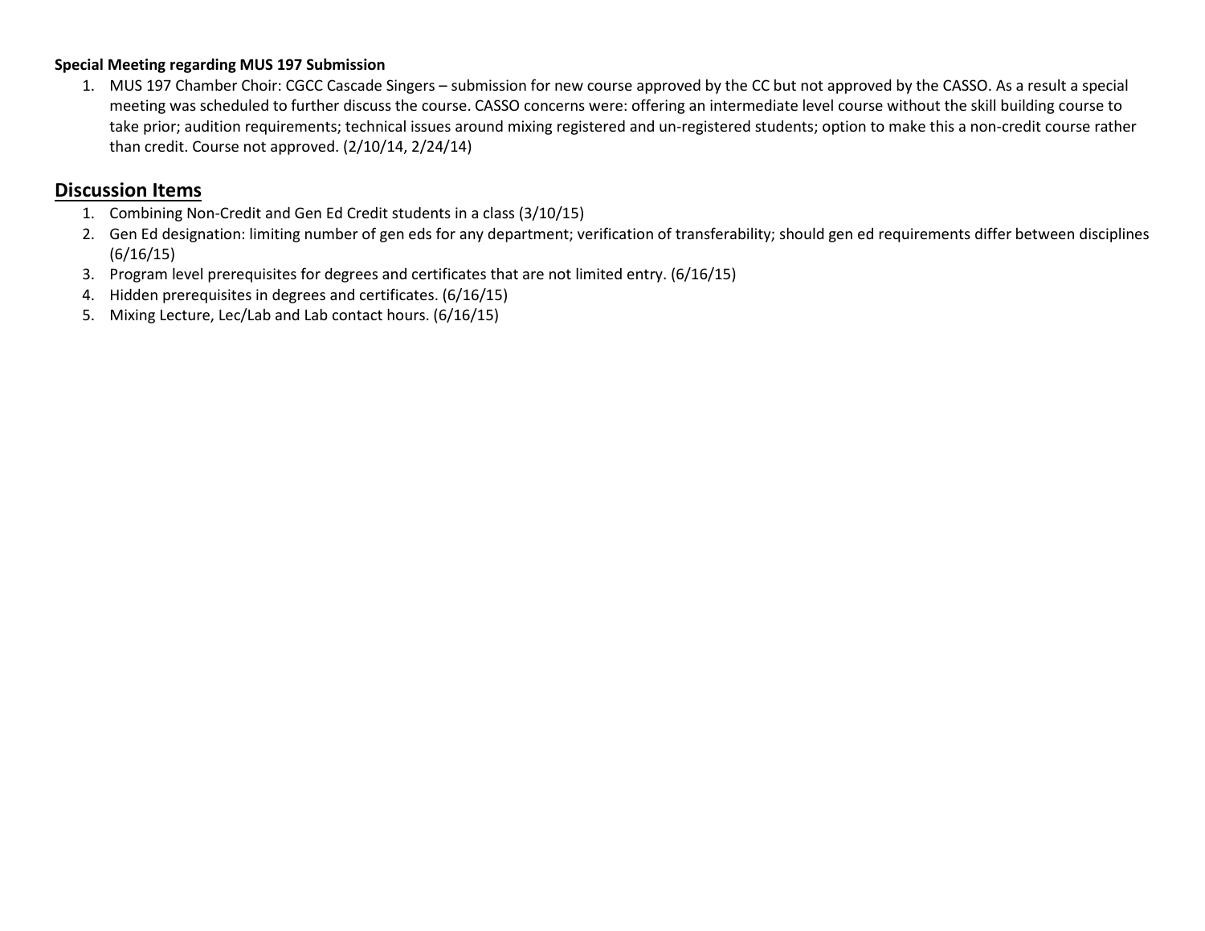**Special Meeting regarding MUS 197 Submission**

1. MUS 197 Chamber Choir: CGCC Cascade Singers – submission for new course approved by the CC but not approved by the CASSO. As a result a special meeting was scheduled to further discuss the course. CASSO concerns were: offering an intermediate level course without the skill building course to take prior; audition requirements; technical issues around mixing registered and un-registered students; option to make this a non-credit course rather than credit. Course not approved. (2/10/14, 2/24/14)

## Discussion Items

1. Combining Non-Credit and Gen Ed Credit students in a class (3/10/15)
2. Gen Ed designation: limiting number of gen eds for any department; verification of transferability; should gen ed requirements differ between disciplines (6/16/15)
3. Program level prerequisites for degrees and certificates that are not limited entry. (6/16/15)
4. Hidden prerequisites in degrees and certificates. (6/16/15)
5. Mixing Lecture, Lec/Lab and Lab contact hours. (6/16/15)